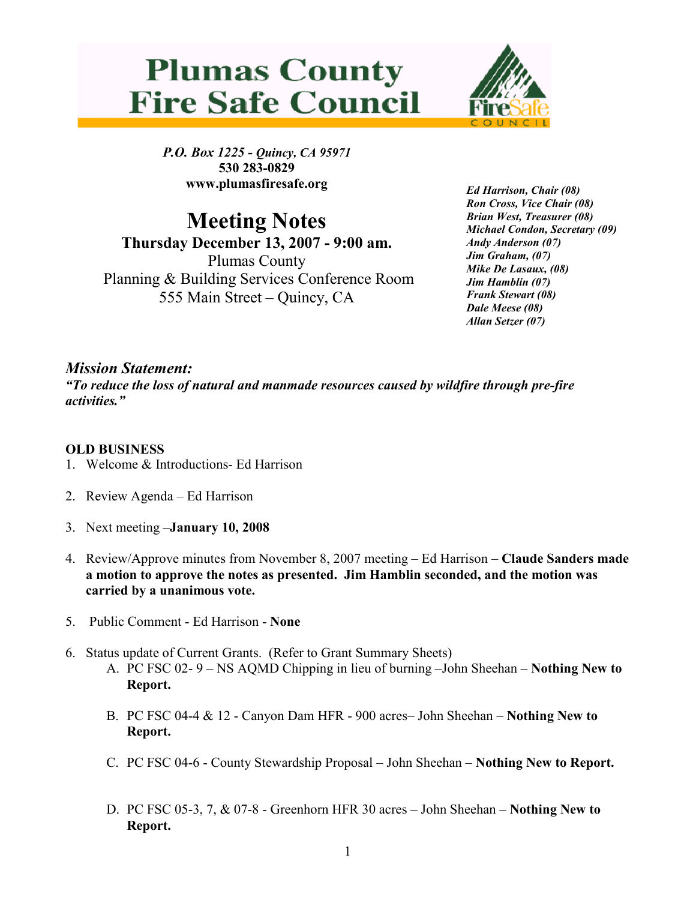# Plumas County Fire Safe Council

*P.O. Box 1225 - Quincy, CA 95971*
**530 283-0829**
**www.plumasfiresafe.org**

*Ed Harrison, Chair (08)*
*Ron Cross, Vice Chair (08)*
*Brian West, Treasurer (08)*
*Michael Condon, Secretary (09)*
*Andy Anderson (07)*
*Jim Graham, (07)*
*Mike De Lasaux, (08)*
*Jim Hamblin (07)*
*Frank Stewart (08)*
*Dale Meese (08)*
*Allan Setzer (07)*

# Meeting Notes

**Thursday December 13, 2007 - 9:00 am.**
Plumas County
Planning & Building Services Conference Room
555 Main Street – Quincy, CA

## *Mission Statement:*

***"To reduce the loss of natural and manmade resources caused by wildfire through pre-fire activities."***

**OLD BUSINESS**

1. Welcome & Introductions- Ed Harrison

2. Review Agenda – Ed Harrison

3. Next meeting –**January 10, 2008**

4. Review/Approve minutes from November 8, 2007 meeting – Ed Harrison – **Claude Sanders made a motion to approve the notes as presented. Jim Hamblin seconded, and the motion was carried by a unanimous vote.**

5. Public Comment - Ed Harrison - **None**

6. Status update of Current Grants. (Refer to Grant Summary Sheets)
   A. PC FSC 02- 9 – NS AQMD Chipping in lieu of burning –John Sheehan – **Nothing New to Report.**

   B. PC FSC 04-4 & 12 - Canyon Dam HFR - 900 acres– John Sheehan – **Nothing New to Report.**

   C. PC FSC 04-6 - County Stewardship Proposal – John Sheehan – **Nothing New to Report.**

   D. PC FSC 05-3, 7, & 07-8 - Greenhorn HFR 30 acres – John Sheehan – **Nothing New to Report.**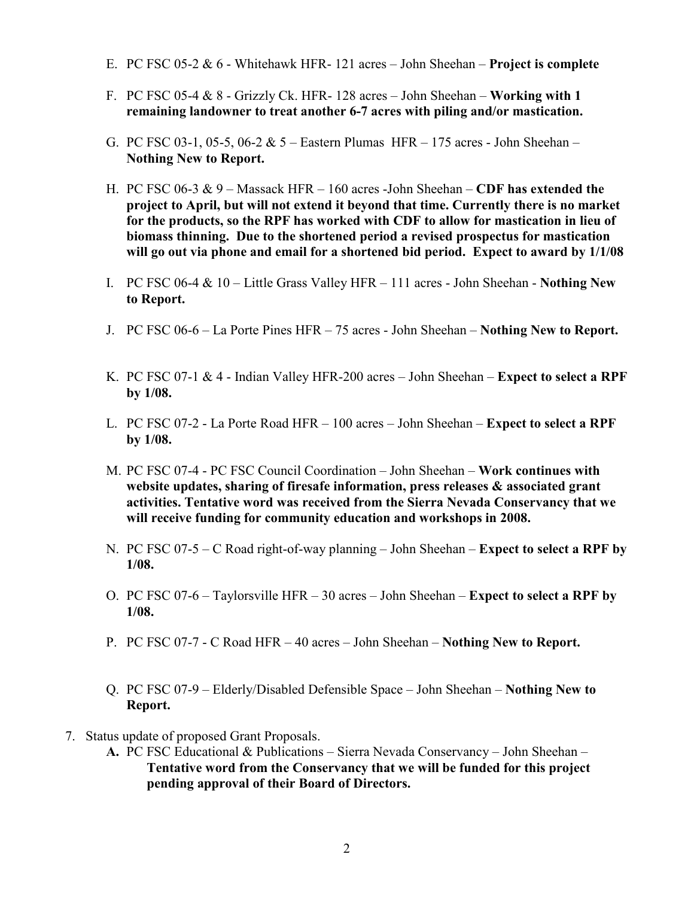E. PC FSC 05-2 & 6 - Whitehawk HFR- 121 acres – John Sheehan – **Project is complete**

F. PC FSC 05-4 & 8 - Grizzly Ck. HFR- 128 acres – John Sheehan – **Working with 1 remaining landowner to treat another 6-7 acres with piling and/or mastication.**

G. PC FSC 03-1, 05-5, 06-2 & 5 – Eastern Plumas HFR – 175 acres - John Sheehan – **Nothing New to Report.**

H. PC FSC 06-3 & 9 – Massack HFR – 160 acres -John Sheehan – **CDF has extended the project to April, but will not extend it beyond that time. Currently there is no market for the products, so the RPF has worked with CDF to allow for mastication in lieu of biomass thinning. Due to the shortened period a revised prospectus for mastication will go out via phone and email for a shortened bid period. Expect to award by 1/1/08**

I. PC FSC 06-4 & 10 – Little Grass Valley HFR – 111 acres - John Sheehan - **Nothing New to Report.**

J. PC FSC 06-6 – La Porte Pines HFR – 75 acres - John Sheehan – **Nothing New to Report.**

K. PC FSC 07-1 & 4 - Indian Valley HFR-200 acres – John Sheehan – **Expect to select a RPF by 1/08.**

L. PC FSC 07-2 - La Porte Road HFR – 100 acres – John Sheehan – **Expect to select a RPF by 1/08.**

M. PC FSC 07-4 - PC FSC Council Coordination – John Sheehan – **Work continues with website updates, sharing of firesafe information, press releases & associated grant activities. Tentative word was received from the Sierra Nevada Conservancy that we will receive funding for community education and workshops in 2008.**

N. PC FSC 07-5 – C Road right-of-way planning – John Sheehan – **Expect to select a RPF by 1/08.**

O. PC FSC 07-6 – Taylorsville HFR – 30 acres – John Sheehan – **Expect to select a RPF by 1/08.**

P. PC FSC 07-7 - C Road HFR – 40 acres – John Sheehan – **Nothing New to Report.**

Q. PC FSC 07-9 – Elderly/Disabled Defensible Space – John Sheehan – **Nothing New to Report.**

7. Status update of proposed Grant Proposals.

   **A.** PC FSC Educational & Publications – Sierra Nevada Conservancy – John Sheehan – **Tentative word from the Conservancy that we will be funded for this project pending approval of their Board of Directors.**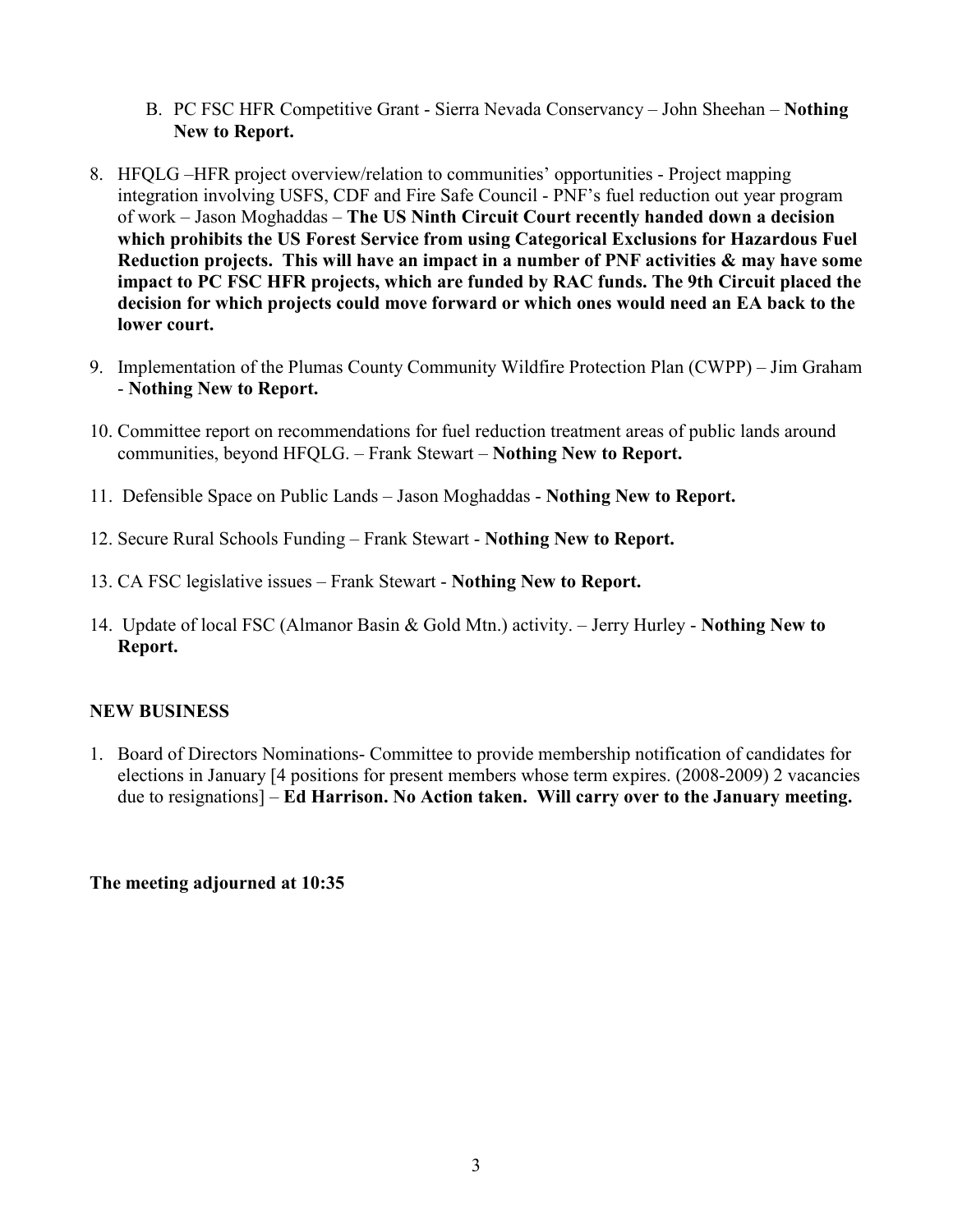B. PC FSC HFR Competitive Grant - Sierra Nevada Conservancy – John Sheehan – **Nothing New to Report.**

8. HFQLG –HFR project overview/relation to communities' opportunities - Project mapping integration involving USFS, CDF and Fire Safe Council - PNF's fuel reduction out year program of work – Jason Moghaddas – **The US Ninth Circuit Court recently handed down a decision which prohibits the US Forest Service from using Categorical Exclusions for Hazardous Fuel Reduction projects. This will have an impact in a number of PNF activities & may have some impact to PC FSC HFR projects, which are funded by RAC funds. The 9th Circuit placed the decision for which projects could move forward or which ones would need an EA back to the lower court.**

9. Implementation of the Plumas County Community Wildfire Protection Plan (CWPP) – Jim Graham - **Nothing New to Report.**

10. Committee report on recommendations for fuel reduction treatment areas of public lands around communities, beyond HFQLG. – Frank Stewart – **Nothing New to Report.**

11. Defensible Space on Public Lands – Jason Moghaddas - **Nothing New to Report.**

12. Secure Rural Schools Funding – Frank Stewart - **Nothing New to Report.**

13. CA FSC legislative issues – Frank Stewart - **Nothing New to Report.**

14. Update of local FSC (Almanor Basin & Gold Mtn.) activity. – Jerry Hurley - **Nothing New to Report.**

**NEW BUSINESS**

1. Board of Directors Nominations- Committee to provide membership notification of candidates for elections in January [4 positions for present members whose term expires. (2008-2009) 2 vacancies due to resignations] – **Ed Harrison. No Action taken. Will carry over to the January meeting.**

**The meeting adjourned at 10:35**